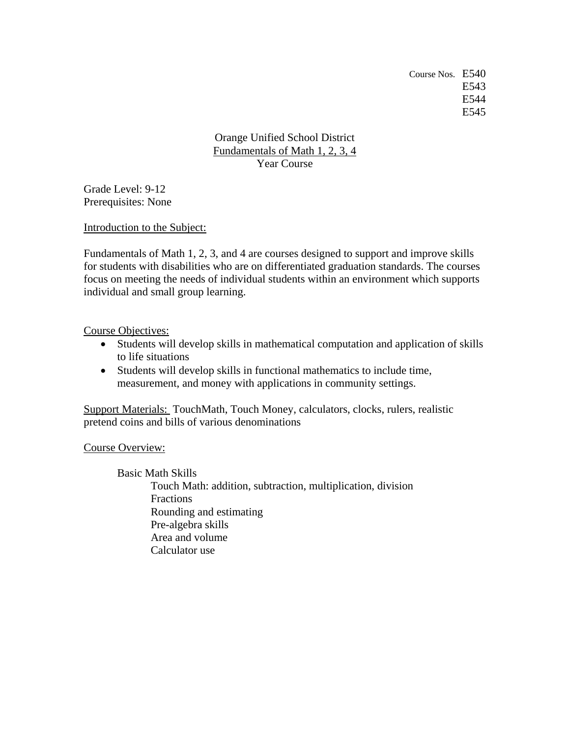Course Nos. E540
E543
E544
E545

# Orange Unified School District
## Fundamentals of Math 1, 2, 3, 4
### Year Course

Grade Level: 9-12
Prerequisites: None

Introduction to the Subject:

Fundamentals of Math 1, 2, 3, and 4 are courses designed to support and improve skills for students with disabilities who are on differentiated graduation standards. The courses focus on meeting the needs of individual students within an environment which supports individual and small group learning.

Course Objectives:

- Students will develop skills in mathematical computation and application of skills to life situations
- Students will develop skills in functional mathematics to include time, measurement, and money with applications in community settings.

Support Materials: TouchMath, Touch Money, calculators, clocks, rulers, realistic pretend coins and bills of various denominations

Course Overview:

Basic Math Skills
- Touch Math: addition, subtraction, multiplication, division
- Fractions
- Rounding and estimating
- Pre-algebra skills
- Area and volume
- Calculator use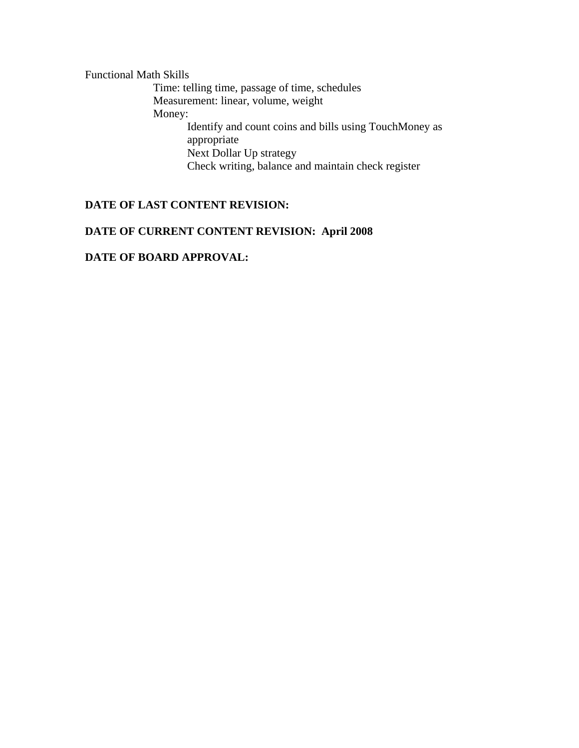Functional Math Skills

- Time: telling time, passage of time, schedules
- Measurement: linear, volume, weight
- Money:
  - Identify and count coins and bills using TouchMoney as appropriate
  - Next Dollar Up strategy
  - Check writing, balance and maintain check register

**DATE OF LAST CONTENT REVISION:**

**DATE OF CURRENT CONTENT REVISION: April 2008**

**DATE OF BOARD APPROVAL:**